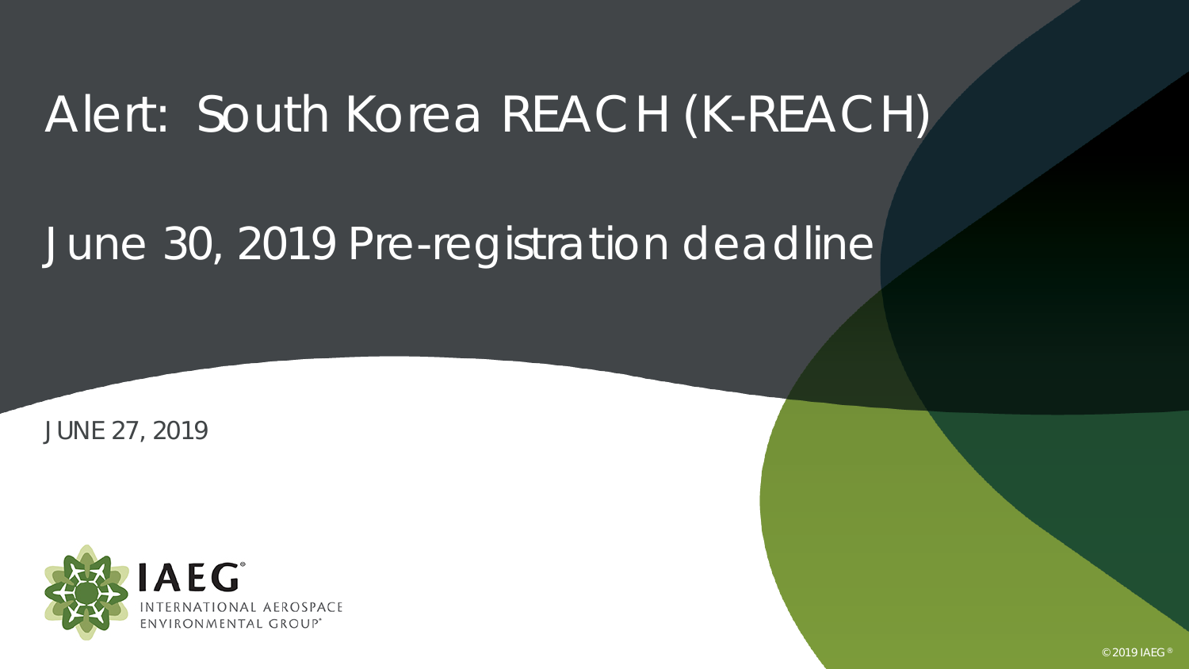# Alert: South Korea REACH (K-REACH)

# June 30, 2019 Pre-registration deadline

JUNE 27, 2019

IAEG®
INTERNATIONAL AEROSPACE ENVIRONMENTAL GROUP®

© 2019 IAEG®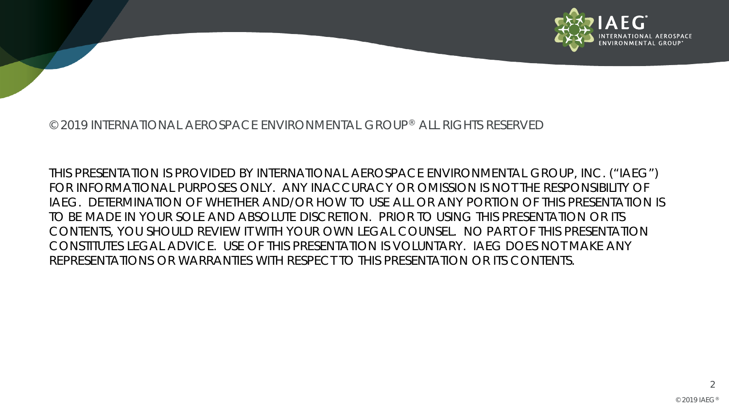© 2019 INTERNATIONAL AEROSPACE ENVIRONMENTAL GROUP® ALL RIGHTS RESERVED

THIS PRESENTATION IS PROVIDED BY INTERNATIONAL AEROSPACE ENVIRONMENTAL GROUP, INC. ("IAEG") FOR INFORMATIONAL PURPOSES ONLY. ANY INACCURACY OR OMISSION IS NOT THE RESPONSIBILITY OF IAEG. DETERMINATION OF WHETHER AND/OR HOW TO USE ALL OR ANY PORTION OF THIS PRESENTATION IS TO BE MADE IN YOUR SOLE AND ABSOLUTE DISCRETION. PRIOR TO USING THIS PRESENTATION OR ITS CONTENTS, YOU SHOULD REVIEW IT WITH YOUR OWN LEGAL COUNSEL. NO PART OF THIS PRESENTATION CONSTITUTES LEGAL ADVICE. USE OF THIS PRESENTATION IS VOLUNTARY. IAEG DOES NOT MAKE ANY REPRESENTATIONS OR WARRANTIES WITH RESPECT TO THIS PRESENTATION OR ITS CONTENTS.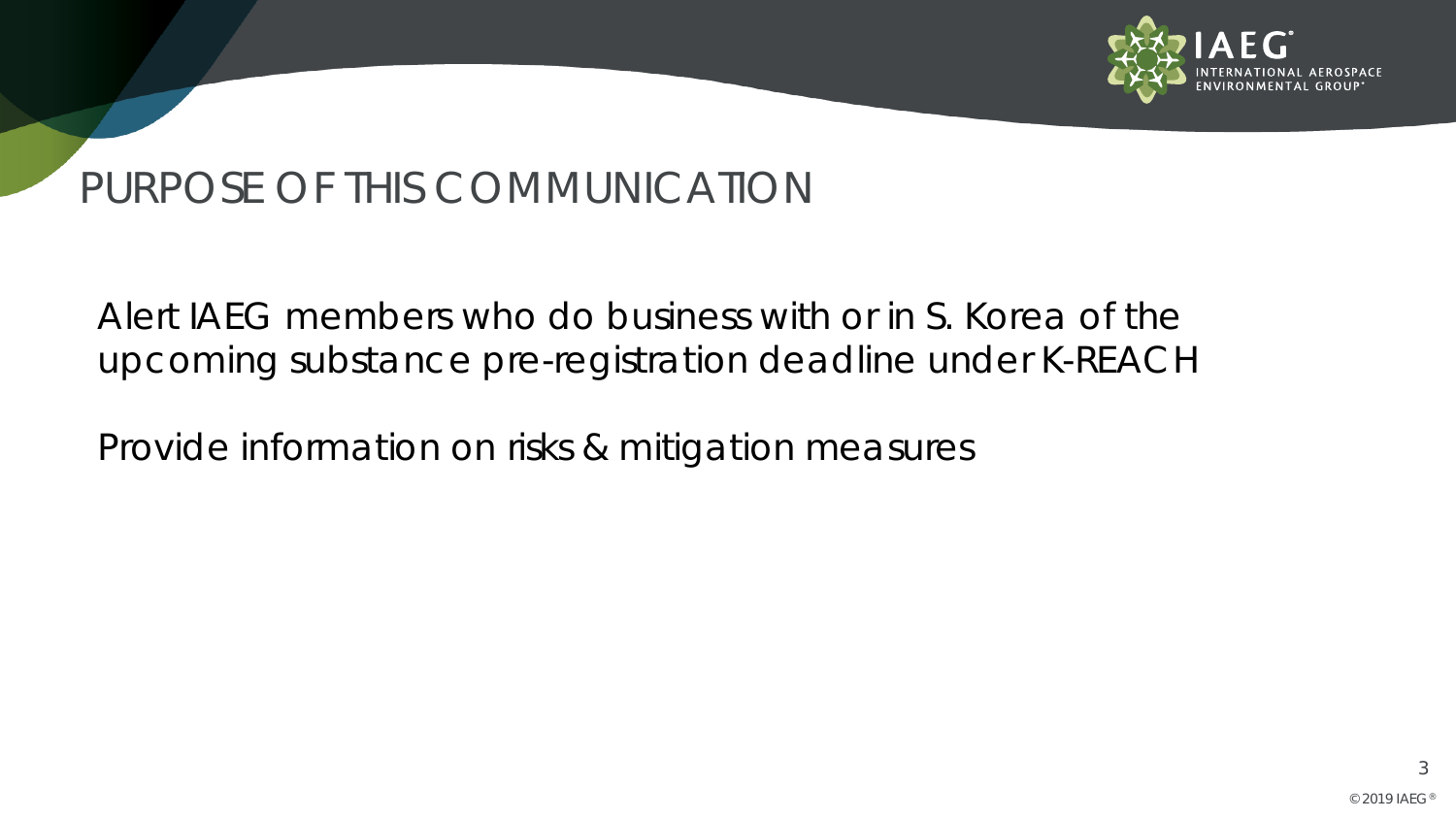# PURPOSE OF THIS COMMUNICATION

Alert IAEG members who do business with or in S. Korea of the upcoming substance pre-registration deadline under K-REACH

Provide information on risks & mitigation measures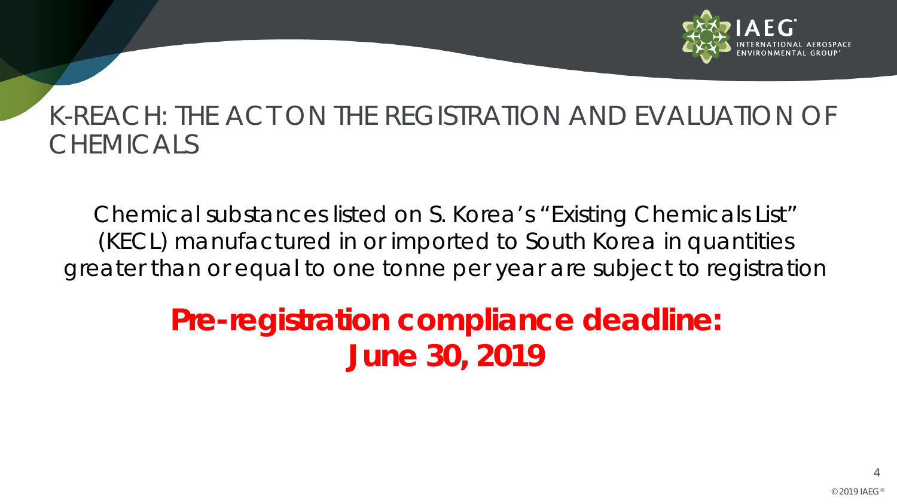# K-REACH: THE ACT ON THE REGISTRATION AND EVALUATION OF CHEMICALS

Chemical substances listed on S. Korea's "Existing Chemicals List" (KECL) manufactured in or imported to South Korea in quantities greater than or equal to one tonne per year are subject to registration

**Pre-registration compliance deadline: June 30, 2019**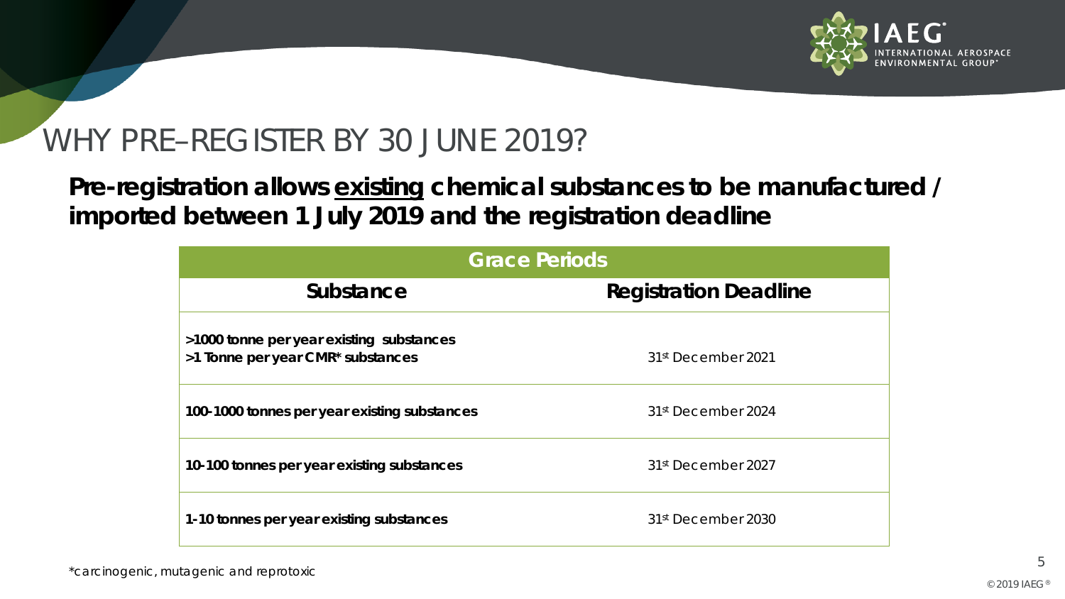# WHY PRE–REGISTER BY 30 JUNE 2019?

**Pre-registration allows existing chemical substances to be manufactured / imported between 1 July 2019 and the registration deadline**

| Grace Periods | |
|---|---|
| **Substance** | **Registration Deadline** |
| **>1000 tonne per year existing substances**<br>**>1 Tonne per year CMR* substances** | 31st December 2021 |
| **100-1000 tonnes per year existing substances** | 31st December 2024 |
| **10-100 tonnes per year existing substances** | 31st December 2027 |
| **1-10 tonnes per year existing substances** | 31st December 2030 |

*carcinogenic, mutagenic and reprotoxic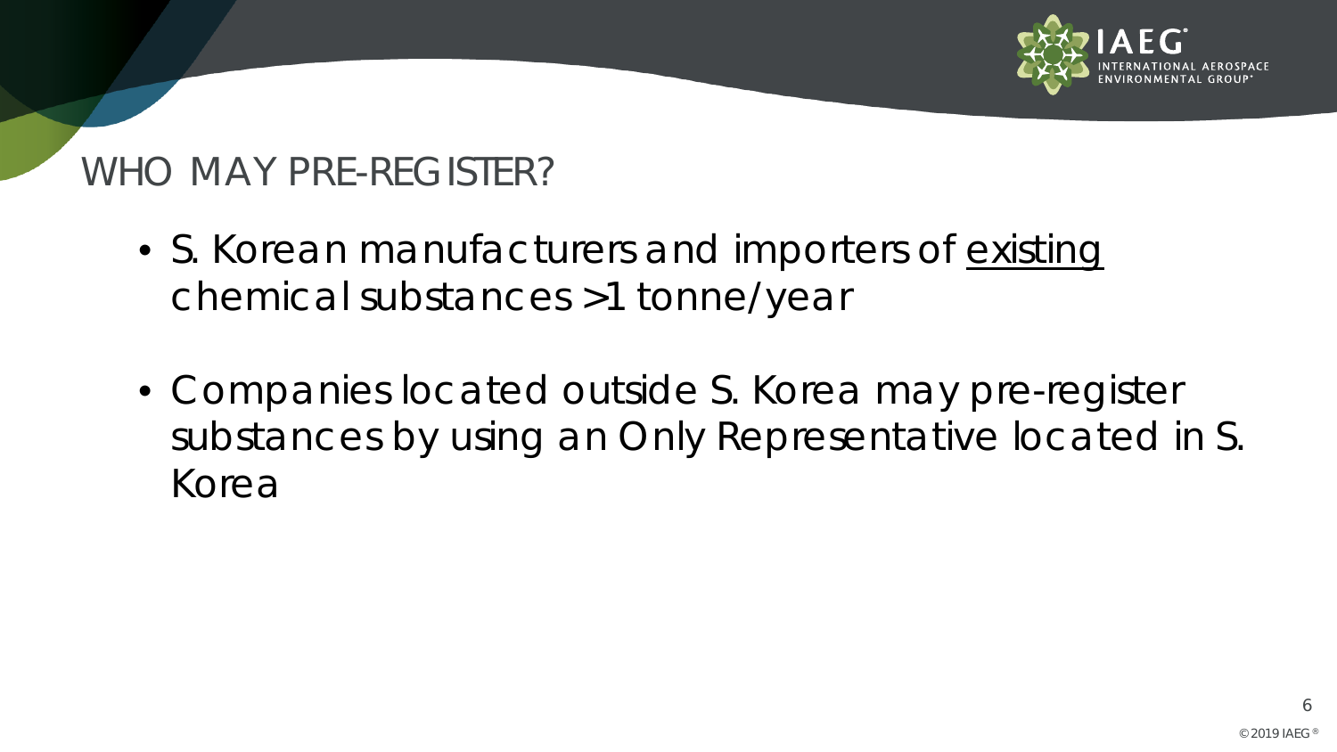## WHO MAY PRE-REGISTER?

- S. Korean manufacturers and importers of <u>existing</u> chemical substances >1 tonne/year
- Companies located outside S. Korea may pre-register substances by using an Only Representative located in S. Korea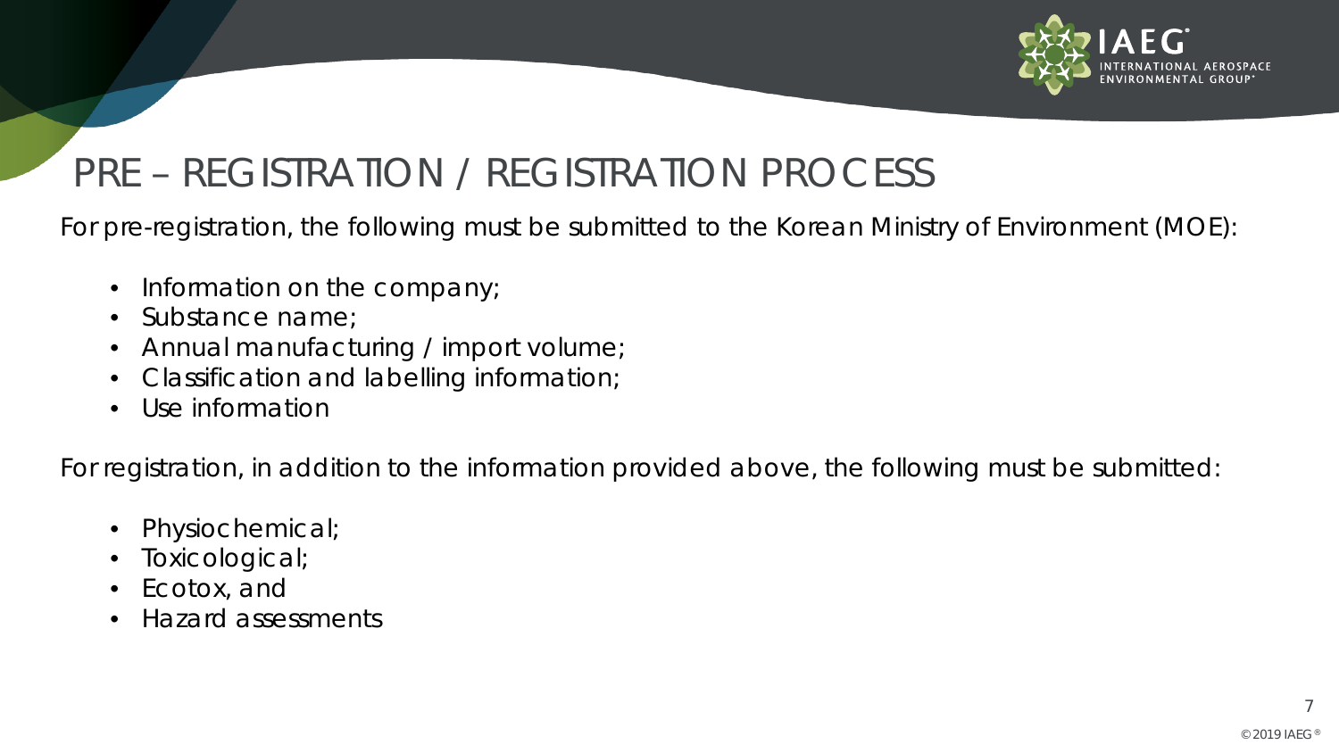# PRE – REGISTRATION / REGISTRATION PROCESS

For pre-registration, the following must be submitted to the Korean Ministry of Environment (MOE):

- Information on the company;
- Substance name;
- Annual manufacturing / import volume;
- Classification and labelling information;
- Use information

For registration, in addition to the information provided above, the following must be submitted:

- Physiochemical;
- Toxicological;
- Ecotox, and
- Hazard assessments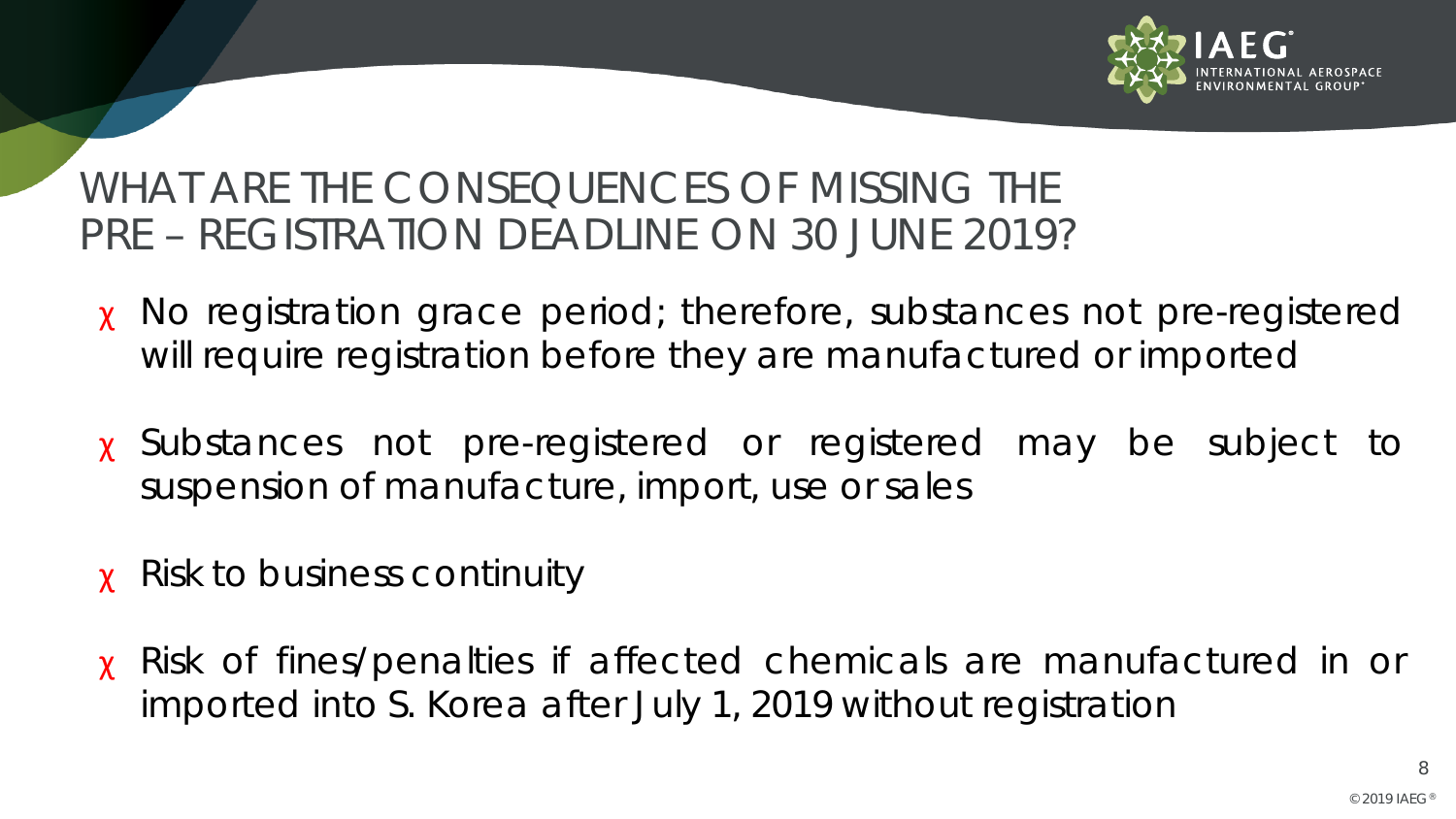# WHAT ARE THE CONSEQUENCES OF MISSING THE PRE – REGISTRATION DEADLINE ON 30 JUNE 2019?

- No registration grace period; therefore, substances not pre-registered will require registration before they are manufactured or imported
- Substances not pre-registered or registered may be subject to suspension of manufacture, import, use or sales
- Risk to business continuity
- Risk of fines/penalties if affected chemicals are manufactured in or imported into S. Korea after July 1, 2019 without registration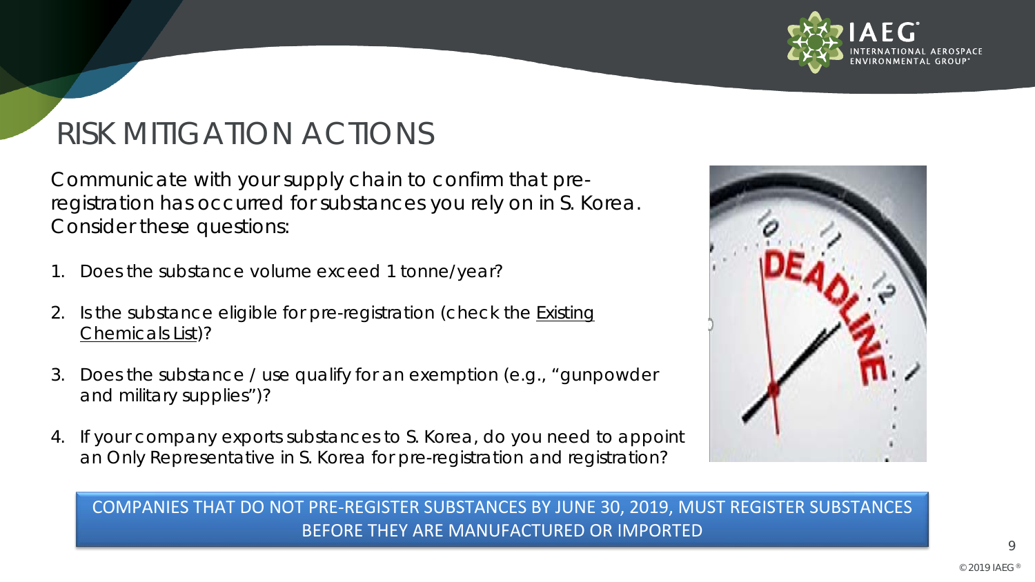# RISK MITIGATION ACTIONS

Communicate with your supply chain to confirm that pre-registration has occurred for substances you rely on in S. Korea. Consider these questions:

1. Does the substance volume exceed 1 tonne/year?
2. Is the substance eligible for pre-registration (check the Existing Chemicals List)?
3. Does the substance / use qualify for an exemption (e.g., "gunpowder and military supplies")?
4. If your company exports substances to S. Korea, do you need to appoint an Only Representative in S. Korea for pre-registration and registration?

COMPANIES THAT DO NOT PRE-REGISTER SUBSTANCES BY JUNE 30, 2019, MUST REGISTER SUBSTANCES BEFORE THEY ARE MANUFACTURED OR IMPORTED